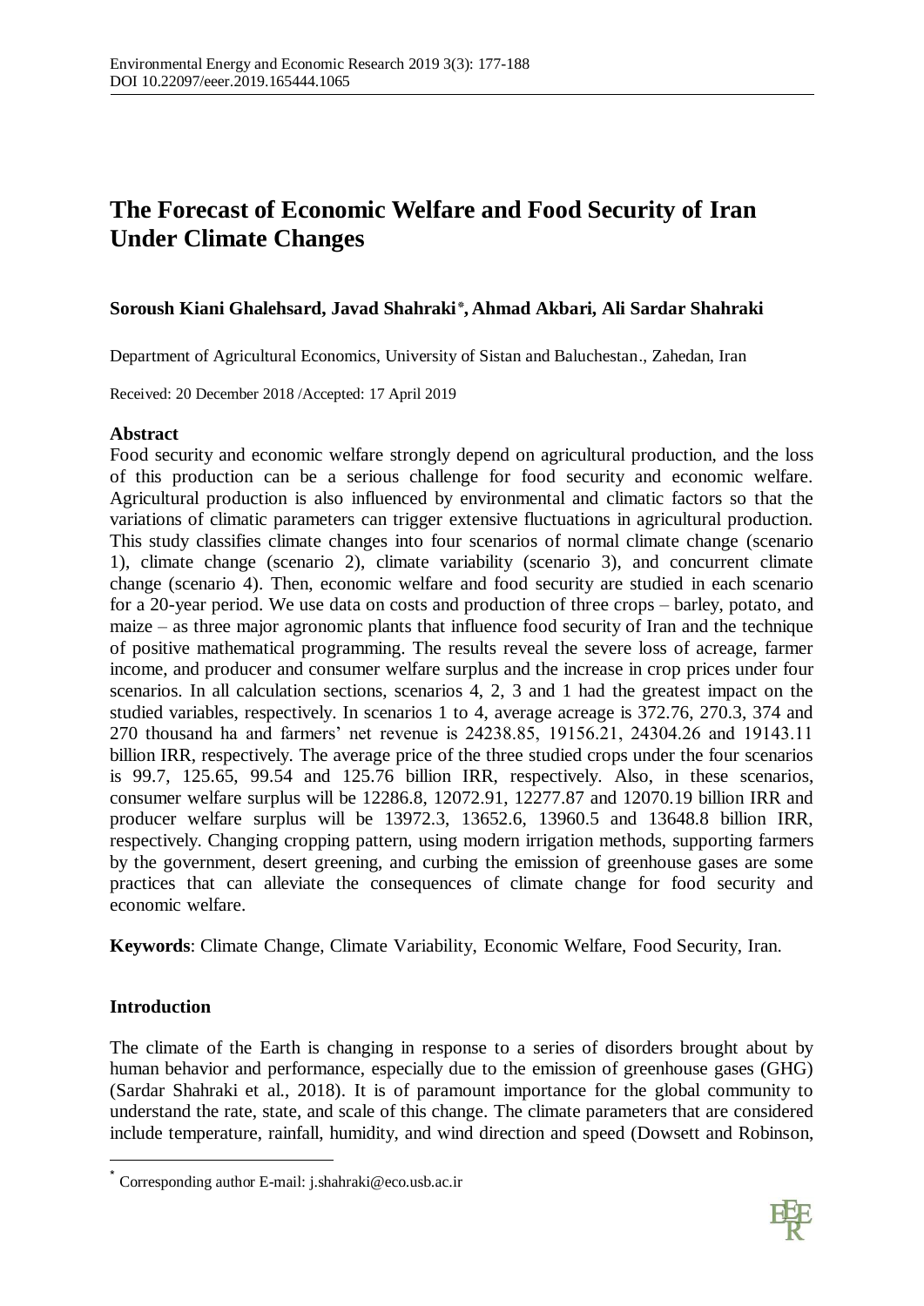# The Forecast of Economic Welfare and Food Security of Iran Under Climate Changes

**Soroush Kiani Ghalehsard, Javad Shahraki*, Ahmad Akbari, Ali Sardar Shahraki**

Department of Agricultural Economics, University of Sistan and Baluchestan., Zahedan, Iran

Received: 20 December 2018 /Accepted: 17 April 2019

**Abstract**

Food security and economic welfare strongly depend on agricultural production, and the loss of this production can be a serious challenge for food security and economic welfare. Agricultural production is also influenced by environmental and climatic factors so that the variations of climatic parameters can trigger extensive fluctuations in agricultural production. This study classifies climate changes into four scenarios of normal climate change (scenario 1), climate change (scenario 2), climate variability (scenario 3), and concurrent climate change (scenario 4). Then, economic welfare and food security are studied in each scenario for a 20-year period. We use data on costs and production of three crops – barley, potato, and maize – as three major agronomic plants that influence food security of Iran and the technique of positive mathematical programming. The results reveal the severe loss of acreage, farmer income, and producer and consumer welfare surplus and the increase in crop prices under four scenarios. In all calculation sections, scenarios 4, 2, 3 and 1 had the greatest impact on the studied variables, respectively. In scenarios 1 to 4, average acreage is 372.76, 270.3, 374 and 270 thousand ha and farmers' net revenue is 24238.85, 19156.21, 24304.26 and 19143.11 billion IRR, respectively. The average price of the three studied crops under the four scenarios is 99.7, 125.65, 99.54 and 125.76 billion IRR, respectively. Also, in these scenarios, consumer welfare surplus will be 12286.8, 12072.91, 12277.87 and 12070.19 billion IRR and producer welfare surplus will be 13972.3, 13652.6, 13960.5 and 13648.8 billion IRR, respectively. Changing cropping pattern, using modern irrigation methods, supporting farmers by the government, desert greening, and curbing the emission of greenhouse gases are some practices that can alleviate the consequences of climate change for food security and economic welfare.

**Keywords**: Climate Change, Climate Variability, Economic Welfare, Food Security, Iran.

## Introduction

The climate of the Earth is changing in response to a series of disorders brought about by human behavior and performance, especially due to the emission of greenhouse gases (GHG) (Sardar Shahraki et al., 2018). It is of paramount importance for the global community to understand the rate, state, and scale of this change. The climate parameters that are considered include temperature, rainfall, humidity, and wind direction and speed (Dowsett and Robinson,

---

* Corresponding author E-mail: j.shahraki@eco.usb.ac.ir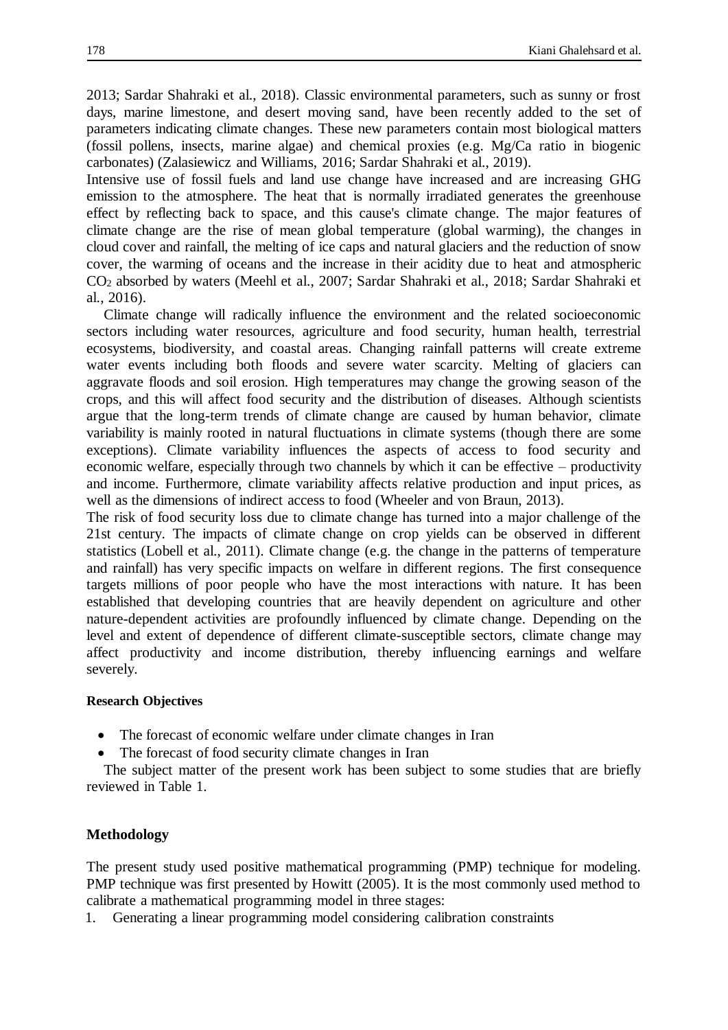2013; Sardar Shahraki et al., 2018). Classic environmental parameters, such as sunny or frost days, marine limestone, and desert moving sand, have been recently added to the set of parameters indicating climate changes. These new parameters contain most biological matters (fossil pollens, insects, marine algae) and chemical proxies (e.g. Mg/Ca ratio in biogenic carbonates) (Zalasiewicz and Williams, 2016; Sardar Shahraki et al., 2019).

Intensive use of fossil fuels and land use change have increased and are increasing GHG emission to the atmosphere. The heat that is normally irradiated generates the greenhouse effect by reflecting back to space, and this cause's climate change. The major features of climate change are the rise of mean global temperature (global warming), the changes in cloud cover and rainfall, the melting of ice caps and natural glaciers and the reduction of snow cover, the warming of oceans and the increase in their acidity due to heat and atmospheric $CO_2$ absorbed by waters (Meehl et al., 2007; Sardar Shahraki et al., 2018; Sardar Shahraki et al., 2016).

Climate change will radically influence the environment and the related socioeconomic sectors including water resources, agriculture and food security, human health, terrestrial ecosystems, biodiversity, and coastal areas. Changing rainfall patterns will create extreme water events including both floods and severe water scarcity. Melting of glaciers can aggravate floods and soil erosion. High temperatures may change the growing season of the crops, and this will affect food security and the distribution of diseases. Although scientists argue that the long-term trends of climate change are caused by human behavior, climate variability is mainly rooted in natural fluctuations in climate systems (though there are some exceptions). Climate variability influences the aspects of access to food security and economic welfare, especially through two channels by which it can be effective – productivity and income. Furthermore, climate variability affects relative production and input prices, as well as the dimensions of indirect access to food (Wheeler and von Braun, 2013).

The risk of food security loss due to climate change has turned into a major challenge of the 21st century. The impacts of climate change on crop yields can be observed in different statistics (Lobell et al., 2011). Climate change (e.g. the change in the patterns of temperature and rainfall) has very specific impacts on welfare in different regions. The first consequence targets millions of poor people who have the most interactions with nature. It has been established that developing countries that are heavily dependent on agriculture and other nature-dependent activities are profoundly influenced by climate change. Depending on the level and extent of dependence of different climate-susceptible sectors, climate change may affect productivity and income distribution, thereby influencing earnings and welfare severely.

#### Research Objectives

- The forecast of economic welfare under climate changes in Iran
- The forecast of food security climate changes in Iran

The subject matter of the present work has been subject to some studies that are briefly reviewed in Table 1.

## Methodology

The present study used positive mathematical programming (PMP) technique for modeling. PMP technique was first presented by Howitt (2005). It is the most commonly used method to calibrate a mathematical programming model in three stages:

1. Generating a linear programming model considering calibration constraints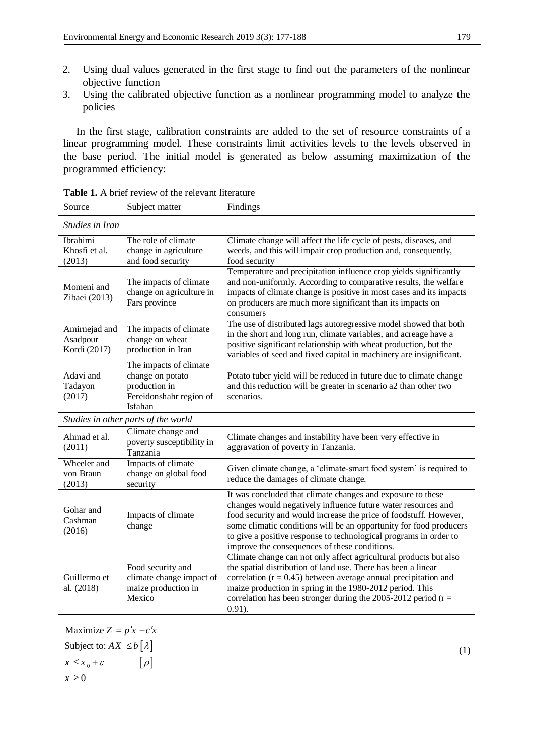2. Using dual values generated in the first stage to find out the parameters of the nonlinear objective function
3. Using the calibrated objective function as a nonlinear programming model to analyze the policies

In the first stage, calibration constraints are added to the set of resource constraints of a linear programming model. These constraints limit activities levels to the levels observed in the base period. The initial model is generated as below assuming maximization of the programmed efficiency:

**Table 1.** A brief review of the relevant literature

| Source | Subject matter | Findings |
|---|---|---|
| *Studies in Iran* | | |
| Ibrahimi Khosfi et al. (2013) | The role of climate change in agriculture and food security | Climate change will affect the life cycle of pests, diseases, and weeds, and this will impair crop production and, consequently, food security |
| Momeni and Zibaei (2013) | The impacts of climate change on agriculture in Fars province | Temperature and precipitation influence crop yields significantly and non-uniformly. According to comparative results, the welfare impacts of climate change is positive in most cases and its impacts on producers are much more significant than its impacts on consumers |
| Amirnejad and Asadpour Kordi (2017) | The impacts of climate change on wheat production in Iran | The use of distributed lags autoregressive model showed that both in the short and long run, climate variables, and acreage have a positive significant relationship with wheat production, but the variables of seed and fixed capital in machinery are insignificant. |
| Adavi and Tadayon (2017) | The impacts of climate change on potato production in Fereidonshahr region of Isfahan | Potato tuber yield will be reduced in future due to climate change and this reduction will be greater in scenario a2 than other two scenarios. |
| *Studies in other parts of the world* | | |
| Ahmad et al. (2011) | Climate change and poverty susceptibility in Tanzania | Climate changes and instability have been very effective in aggravation of poverty in Tanzania. |
| Wheeler and von Braun (2013) | Impacts of climate change on global food security | Given climate change, a 'climate-smart food system' is required to reduce the damages of climate change. |
| Gohar and Cashman (2016) | Impacts of climate change | It was concluded that climate changes and exposure to these changes would negatively influence future water resources and food security and would increase the price of foodstuff. However, some climatic conditions will be an opportunity for food producers to give a positive response to technological programs in order to improve the consequences of these conditions. |
| Guillermo et al. (2018) | Food security and climate change impact of maize production in Mexico | Climate change can not only affect agricultural products but also the spatial distribution of land use. There has been a linear correlation ($r = 0.45$) between average annual precipitation and maize production in spring in the 1980-2012 period. This correlation has been stronger during the 2005-2012 period ($r = 0.91$). |

$$
\begin{aligned}
&\text{Maximize } Z = p'x - c'x \\
&\text{Subject to: } AX \le b\left[\lambda\right] \\
&x \le x_0 + \varepsilon \qquad \left[\rho\right] \\
&x \ge 0
\end{aligned}
\tag{1}
$$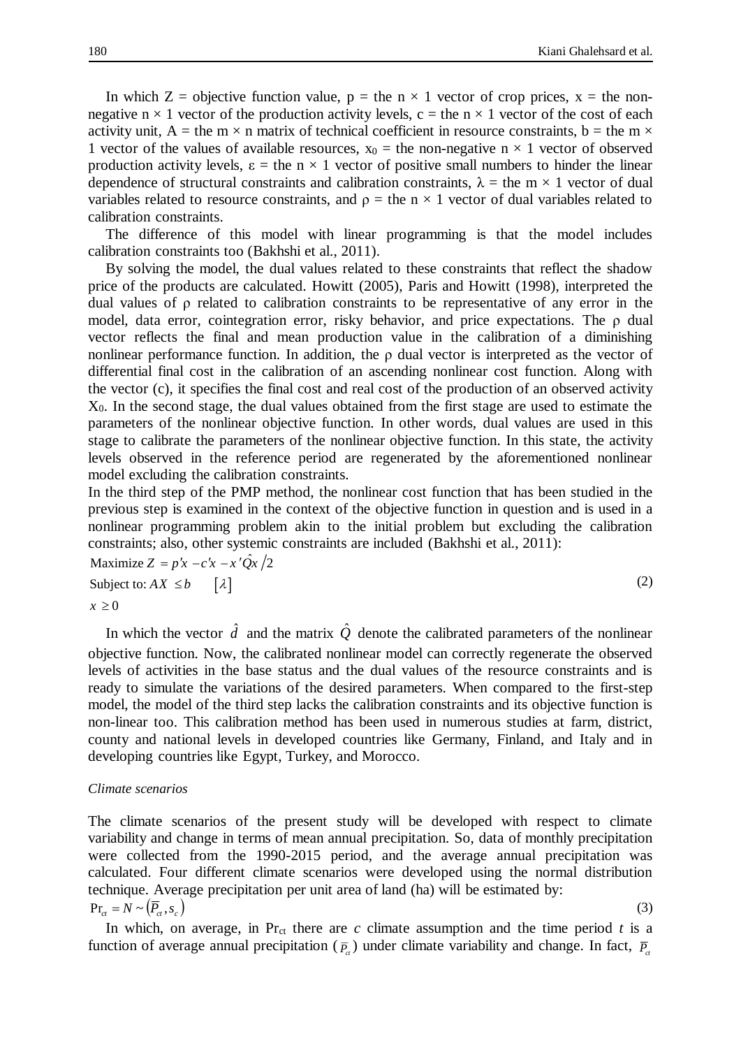In which Z = objective function value, p = the n × 1 vector of crop prices, x = the non-negative n × 1 vector of the production activity levels, c = the n × 1 vector of the cost of each activity unit, A = the m × n matrix of technical coefficient in resource constraints, b = the m × 1 vector of the values of available resources, $x_0$ = the non-negative n × 1 vector of observed production activity levels, ε = the n × 1 vector of positive small numbers to hinder the linear dependence of structural constraints and calibration constraints, λ = the m × 1 vector of dual variables related to resource constraints, and ρ = the n × 1 vector of dual variables related to calibration constraints.

The difference of this model with linear programming is that the model includes calibration constraints too (Bakhshi et al., 2011).

By solving the model, the dual values related to these constraints that reflect the shadow price of the products are calculated. Howitt (2005), Paris and Howitt (1998), interpreted the dual values of ρ related to calibration constraints to be representative of any error in the model, data error, cointegration error, risky behavior, and price expectations. The ρ dual vector reflects the final and mean production value in the calibration of a diminishing nonlinear performance function. In addition, the ρ dual vector is interpreted as the vector of differential final cost in the calibration of an ascending nonlinear cost function. Along with the vector (c), it specifies the final cost and real cost of the production of an observed activity $X_0$. In the second stage, the dual values obtained from the first stage are used to estimate the parameters of the nonlinear objective function. In other words, dual values are used in this stage to calibrate the parameters of the nonlinear objective function. In this state, the activity levels observed in the reference period are regenerated by the aforementioned nonlinear model excluding the calibration constraints.

In the third step of the PMP method, the nonlinear cost function that has been studied in the previous step is examined in the context of the objective function in question and is used in a nonlinear programming problem akin to the initial problem but excluding the calibration constraints; also, other systemic constraints are included (Bakhshi et al., 2011):

$$\begin{aligned} &\text{Maximize } Z = p'x - c'x - x'\hat{Q}x/2 \\ &\text{Subject to: } AX \le b \quad [\lambda] \\ &x \ge 0 \end{aligned} \tag{2}$$

In which the vector $\hat{d}$ and the matrix $\hat{Q}$ denote the calibrated parameters of the nonlinear objective function. Now, the calibrated nonlinear model can correctly regenerate the observed levels of activities in the base status and the dual values of the resource constraints and is ready to simulate the variations of the desired parameters. When compared to the first-step model, the model of the third step lacks the calibration constraints and its objective function is non-linear too. This calibration method has been used in numerous studies at farm, district, county and national levels in developed countries like Germany, Finland, and Italy and in developing countries like Egypt, Turkey, and Morocco.

*Climate scenarios*

The climate scenarios of the present study will be developed with respect to climate variability and change in terms of mean annual precipitation. So, data of monthly precipitation were collected from the 1990-2015 period, and the average annual precipitation was calculated. Four different climate scenarios were developed using the normal distribution technique. Average precipitation per unit area of land (ha) will be estimated by:

$$\Pr_{ct} = N \sim \left(\overline{P}_{ct}, s_c\right) \tag{3}$$

In which, on average, in $\Pr_{ct}$ there are *c* climate assumption and the time period *t* is a function of average annual precipitation ($\overline{P}_{ct}$) under climate variability and change. In fact, $\overline{P}_{ct}$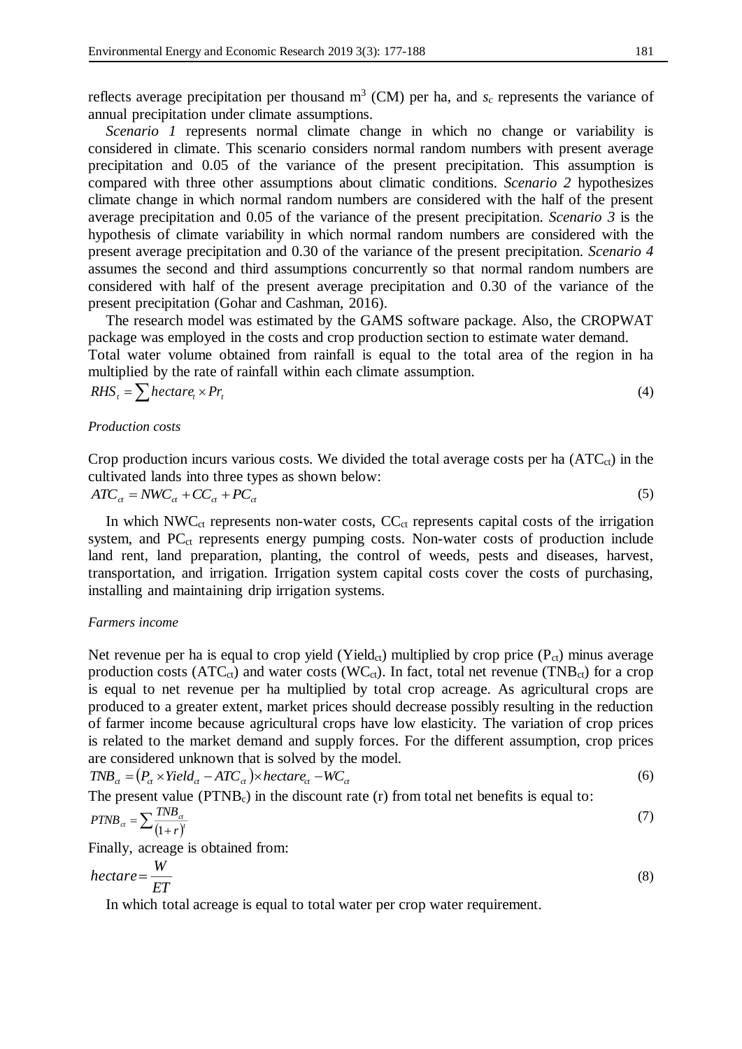reflects average precipitation per thousand $m^3$ (CM) per ha, and $s_c$ represents the variance of annual precipitation under climate assumptions.

*Scenario 1* represents normal climate change in which no change or variability is considered in climate. This scenario considers normal random numbers with present average precipitation and 0.05 of the variance of the present precipitation. This assumption is compared with three other assumptions about climatic conditions. *Scenario 2* hypothesizes climate change in which normal random numbers are considered with the half of the present average precipitation and 0.05 of the variance of the present precipitation. *Scenario 3* is the hypothesis of climate variability in which normal random numbers are considered with the present average precipitation and 0.30 of the variance of the present precipitation. *Scenario 4* assumes the second and third assumptions concurrently so that normal random numbers are considered with half of the present average precipitation and 0.30 of the variance of the present precipitation (Gohar and Cashman, 2016).

The research model was estimated by the GAMS software package. Also, the CROPWAT package was employed in the costs and crop production section to estimate water demand.

Total water volume obtained from rainfall is equal to the total area of the region in ha multiplied by the rate of rainfall within each climate assumption.

$$RHS_t = \sum hectare_t \times Pr_t \tag{4}$$

*Production costs*

Crop production incurs various costs. We divided the total average costs per ha ($ATC_{ct}$) in the cultivated lands into three types as shown below:

$$ATC_{ct} = NWC_{ct} + CC_{ct} + PC_{ct} \tag{5}$$

In which $NWC_{ct}$ represents non-water costs, $CC_{ct}$ represents capital costs of the irrigation system, and $PC_{ct}$ represents energy pumping costs. Non-water costs of production include land rent, land preparation, planting, the control of weeds, pests and diseases, harvest, transportation, and irrigation. Irrigation system capital costs cover the costs of purchasing, installing and maintaining drip irrigation systems.

*Farmers income*

Net revenue per ha is equal to crop yield ($Yield_{ct}$) multiplied by crop price ($P_{ct}$) minus average production costs ($ATC_{ct}$) and water costs ($WC_{ct}$). In fact, total net revenue ($TNB_{ct}$) for a crop is equal to net revenue per ha multiplied by total crop acreage. As agricultural crops are produced to a greater extent, market prices should decrease possibly resulting in the reduction of farmer income because agricultural crops have low elasticity. The variation of crop prices is related to the market demand and supply forces. For the different assumption, crop prices are considered unknown that is solved by the model.

$$TNB_{ct} = \left(P_{ct} \times Yield_{ct} - ATC_{ct}\right) \times hectare_{ct} - WC_{ct} \tag{6}$$

The present value ($PTNB_c$) in the discount rate (r) from total net benefits is equal to:

$$PTNB_{ct} = \sum \frac{TNB_{ct}}{\left(1+r\right)^t} \tag{7}$$

Finally, acreage is obtained from:

$$hectare = \frac{W}{ET} \tag{8}$$

In which total acreage is equal to total water per crop water requirement.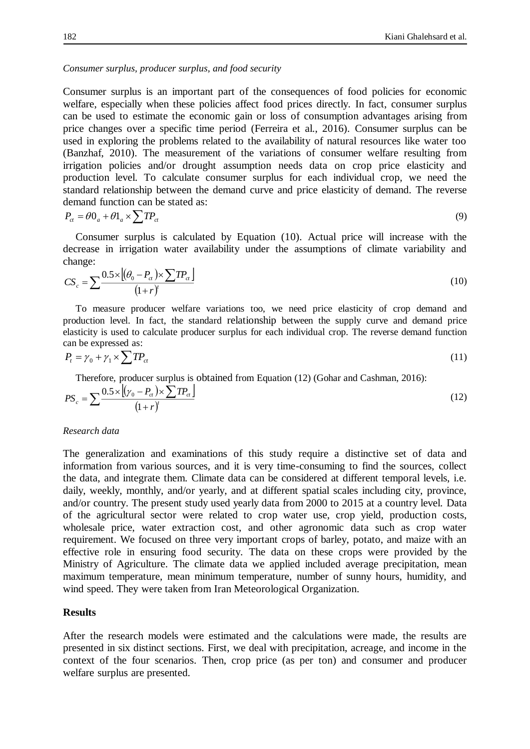*Consumer surplus, producer surplus, and food security*

Consumer surplus is an important part of the consequences of food policies for economic welfare, especially when these policies affect food prices directly. In fact, consumer surplus can be used to estimate the economic gain or loss of consumption advantages arising from price changes over a specific time period (Ferreira et al., 2016). Consumer surplus can be used in exploring the problems related to the availability of natural resources like water too (Banzhaf, 2010). The measurement of the variations of consumer welfare resulting from irrigation policies and/or drought assumption needs data on crop price elasticity and production level. To calculate consumer surplus for each individual crop, we need the standard relationship between the demand curve and price elasticity of demand. The reverse demand function can be stated as:

$$P_{ct} = \theta 0_a + \theta 1_a \times \sum TP_{ct} \tag{9}$$

Consumer surplus is calculated by Equation (10). Actual price will increase with the decrease in irrigation water availability under the assumptions of climate variability and change:

$$CS_c = \sum \frac{0.5 \times \left[ (\theta_0 - P_{ct}) \times \sum TP_{ct} \right]}{(1+r)^t} \tag{10}$$

To measure producer welfare variations too, we need price elasticity of crop demand and production level. In fact, the standard relationship between the supply curve and demand price elasticity is used to calculate producer surplus for each individual crop. The reverse demand function can be expressed as:

$$P_t = \gamma_0 + \gamma_1 \times \sum TP_{ct} \tag{11}$$

Therefore, producer surplus is obtained from Equation (12) (Gohar and Cashman, 2016):

$$PS_c = \sum \frac{0.5 \times \left[ (\gamma_0 - P_{ct}) \times \sum TP_{ct} \right]}{(1+r)^t} \tag{12}$$

*Research data*

The generalization and examinations of this study require a distinctive set of data and information from various sources, and it is very time-consuming to find the sources, collect the data, and integrate them. Climate data can be considered at different temporal levels, i.e. daily, weekly, monthly, and/or yearly, and at different spatial scales including city, province, and/or country. The present study used yearly data from 2000 to 2015 at a country level. Data of the agricultural sector were related to crop water use, crop yield, production costs, wholesale price, water extraction cost, and other agronomic data such as crop water requirement. We focused on three very important crops of barley, potato, and maize with an effective role in ensuring food security. The data on these crops were provided by the Ministry of Agriculture. The climate data we applied included average precipitation, mean maximum temperature, mean minimum temperature, number of sunny hours, humidity, and wind speed. They were taken from Iran Meteorological Organization.

## Results

After the research models were estimated and the calculations were made, the results are presented in six distinct sections. First, we deal with precipitation, acreage, and income in the context of the four scenarios. Then, crop price (as per ton) and consumer and producer welfare surplus are presented.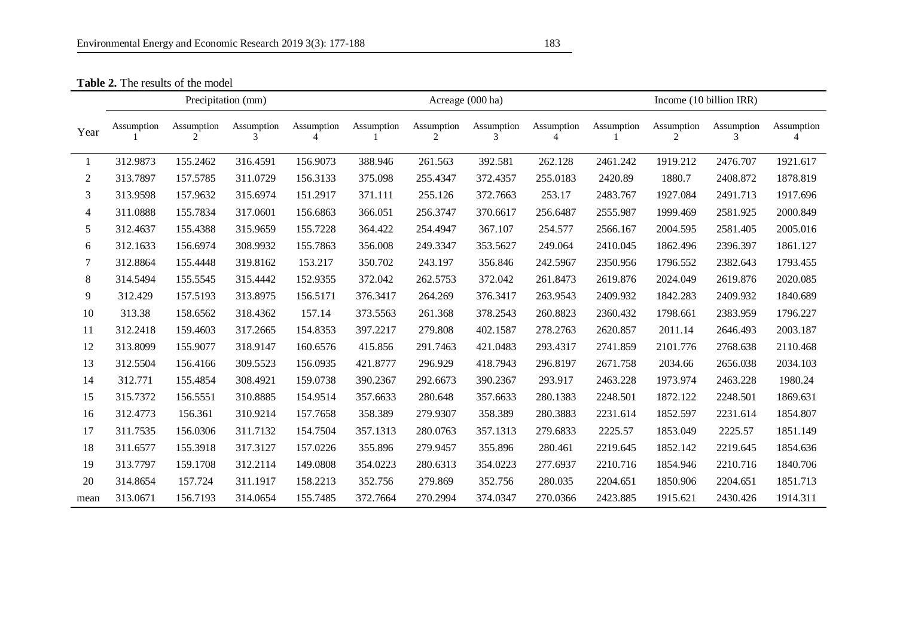**Table 2.** The results of the model

| Year | Precipitation (mm) | | | | Acreage (000 ha) | | | | Income (10 billion IRR) | | | |
|---|---|---|---|---|---|---|---|---|---|---|---|---|
| | Assumption 1 | Assumption 2 | Assumption 3 | Assumption 4 | Assumption 1 | Assumption 2 | Assumption 3 | Assumption 4 | Assumption 1 | Assumption 2 | Assumption 3 | Assumption 4 |
| 1 | 312.9873 | 155.2462 | 316.4591 | 156.9073 | 388.946 | 261.563 | 392.581 | 262.128 | 2461.242 | 1919.212 | 2476.707 | 1921.617 |
| 2 | 313.7897 | 157.5785 | 311.0729 | 156.3133 | 375.098 | 255.4347 | 372.4357 | 255.0183 | 2420.89 | 1880.7 | 2408.872 | 1878.819 |
| 3 | 313.9598 | 157.9632 | 315.6974 | 151.2917 | 371.111 | 255.126 | 372.7663 | 253.17 | 2483.767 | 1927.084 | 2491.713 | 1917.696 |
| 4 | 311.0888 | 155.7834 | 317.0601 | 156.6863 | 366.051 | 256.3747 | 370.6617 | 256.6487 | 2555.987 | 1999.469 | 2581.925 | 2000.849 |
| 5 | 312.4637 | 155.4388 | 315.9659 | 155.7228 | 364.422 | 254.4947 | 367.107 | 254.577 | 2566.167 | 2004.595 | 2581.405 | 2005.016 |
| 6 | 312.1633 | 156.6974 | 308.9932 | 155.7863 | 356.008 | 249.3347 | 353.5627 | 249.064 | 2410.045 | 1862.496 | 2396.397 | 1861.127 |
| 7 | 312.8864 | 155.4448 | 319.8162 | 153.217 | 350.702 | 243.197 | 356.846 | 242.5967 | 2350.956 | 1796.552 | 2382.643 | 1793.455 |
| 8 | 314.5494 | 155.5545 | 315.4442 | 152.9355 | 372.042 | 262.5753 | 372.042 | 261.8473 | 2619.876 | 2024.049 | 2619.876 | 2020.085 |
| 9 | 312.429 | 157.5193 | 313.8975 | 156.5171 | 376.3417 | 264.269 | 376.3417 | 263.9543 | 2409.932 | 1842.283 | 2409.932 | 1840.689 |
| 10 | 313.38 | 158.6562 | 318.4362 | 157.14 | 373.5563 | 261.368 | 378.2543 | 260.8823 | 2360.432 | 1798.661 | 2383.959 | 1796.227 |
| 11 | 312.2418 | 159.4603 | 317.2665 | 154.8353 | 397.2217 | 279.808 | 402.1587 | 278.2763 | 2620.857 | 2011.14 | 2646.493 | 2003.187 |
| 12 | 313.8099 | 155.9077 | 318.9147 | 160.6576 | 415.856 | 291.7463 | 421.0483 | 293.4317 | 2741.859 | 2101.776 | 2768.638 | 2110.468 |
| 13 | 312.5504 | 156.4166 | 309.5523 | 156.0935 | 421.8777 | 296.929 | 418.7943 | 296.8197 | 2671.758 | 2034.66 | 2656.038 | 2034.103 |
| 14 | 312.771 | 155.4854 | 308.4921 | 159.0738 | 390.2367 | 292.6673 | 390.2367 | 293.917 | 2463.228 | 1973.974 | 2463.228 | 1980.24 |
| 15 | 315.7372 | 156.5551 | 310.8885 | 154.9514 | 357.6633 | 280.648 | 357.6633 | 280.1383 | 2248.501 | 1872.122 | 2248.501 | 1869.631 |
| 16 | 312.4773 | 156.361 | 310.9214 | 157.7658 | 358.389 | 279.9307 | 358.389 | 280.3883 | 2231.614 | 1852.597 | 2231.614 | 1854.807 |
| 17 | 311.7535 | 156.0306 | 311.7132 | 154.7504 | 357.1313 | 280.0763 | 357.1313 | 279.6833 | 2225.57 | 1853.049 | 2225.57 | 1851.149 |
| 18 | 311.6577 | 155.3918 | 317.3127 | 157.0226 | 355.896 | 279.9457 | 355.896 | 280.461 | 2219.645 | 1852.142 | 2219.645 | 1854.636 |
| 19 | 313.7797 | 159.1708 | 312.2114 | 149.0808 | 354.0223 | 280.6313 | 354.0223 | 277.6937 | 2210.716 | 1854.946 | 2210.716 | 1840.706 |
| 20 | 314.8654 | 157.724 | 311.1917 | 158.2213 | 352.756 | 279.869 | 352.756 | 280.035 | 2204.651 | 1850.906 | 2204.651 | 1851.713 |
| mean | 313.0671 | 156.7193 | 314.0654 | 155.7485 | 372.7664 | 270.2994 | 374.0347 | 270.0366 | 2423.885 | 1915.621 | 2430.426 | 1914.311 |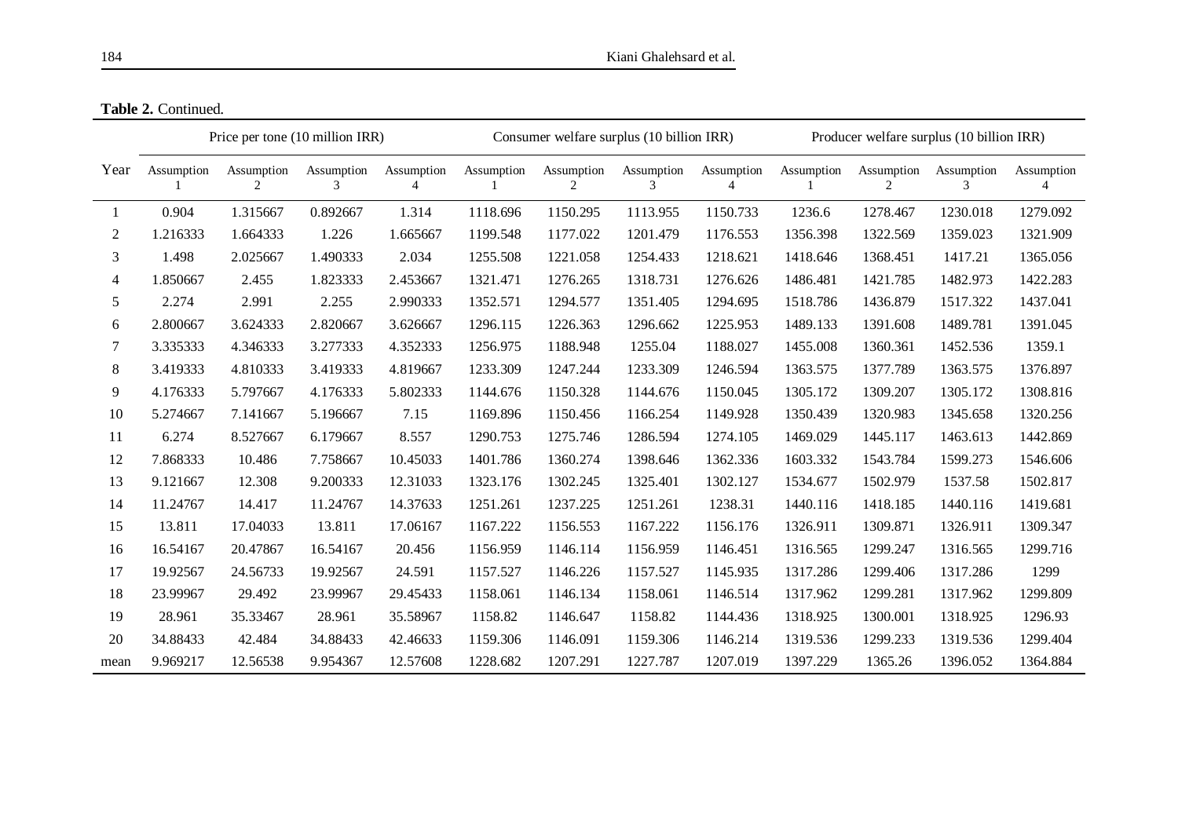**Table 2.** Continued.

| Year | Price per tone (10 million IRR) | | | | Consumer welfare surplus (10 billion IRR) | | | | Producer welfare surplus (10 billion IRR) | | | |
|---|---|---|---|---|---|---|---|---|---|---|---|---|
| | Assumption 1 | Assumption 2 | Assumption 3 | Assumption 4 | Assumption 1 | Assumption 2 | Assumption 3 | Assumption 4 | Assumption 1 | Assumption 2 | Assumption 3 | Assumption 4 |
| 1 | 0.904 | 1.315667 | 0.892667 | 1.314 | 1118.696 | 1150.295 | 1113.955 | 1150.733 | 1236.6 | 1278.467 | 1230.018 | 1279.092 |
| 2 | 1.216333 | 1.664333 | 1.226 | 1.665667 | 1199.548 | 1177.022 | 1201.479 | 1176.553 | 1356.398 | 1322.569 | 1359.023 | 1321.909 |
| 3 | 1.498 | 2.025667 | 1.490333 | 2.034 | 1255.508 | 1221.058 | 1254.433 | 1218.621 | 1418.646 | 1368.451 | 1417.21 | 1365.056 |
| 4 | 1.850667 | 2.455 | 1.823333 | 2.453667 | 1321.471 | 1276.265 | 1318.731 | 1276.626 | 1486.481 | 1421.785 | 1482.973 | 1422.283 |
| 5 | 2.274 | 2.991 | 2.255 | 2.990333 | 1352.571 | 1294.577 | 1351.405 | 1294.695 | 1518.786 | 1436.879 | 1517.322 | 1437.041 |
| 6 | 2.800667 | 3.624333 | 2.820667 | 3.626667 | 1296.115 | 1226.363 | 1296.662 | 1225.953 | 1489.133 | 1391.608 | 1489.781 | 1391.045 |
| 7 | 3.335333 | 4.346333 | 3.277333 | 4.352333 | 1256.975 | 1188.948 | 1255.04 | 1188.027 | 1455.008 | 1360.361 | 1452.536 | 1359.1 |
| 8 | 3.419333 | 4.810333 | 3.419333 | 4.819667 | 1233.309 | 1247.244 | 1233.309 | 1246.594 | 1363.575 | 1377.789 | 1363.575 | 1376.897 |
| 9 | 4.176333 | 5.797667 | 4.176333 | 5.802333 | 1144.676 | 1150.328 | 1144.676 | 1150.045 | 1305.172 | 1309.207 | 1305.172 | 1308.816 |
| 10 | 5.274667 | 7.141667 | 5.196667 | 7.15 | 1169.896 | 1150.456 | 1166.254 | 1149.928 | 1350.439 | 1320.983 | 1345.658 | 1320.256 |
| 11 | 6.274 | 8.527667 | 6.179667 | 8.557 | 1290.753 | 1275.746 | 1286.594 | 1274.105 | 1469.029 | 1445.117 | 1463.613 | 1442.869 |
| 12 | 7.868333 | 10.486 | 7.758667 | 10.45033 | 1401.786 | 1360.274 | 1398.646 | 1362.336 | 1603.332 | 1543.784 | 1599.273 | 1546.606 |
| 13 | 9.121667 | 12.308 | 9.200333 | 12.31033 | 1323.176 | 1302.245 | 1325.401 | 1302.127 | 1534.677 | 1502.979 | 1537.58 | 1502.817 |
| 14 | 11.24767 | 14.417 | 11.24767 | 14.37633 | 1251.261 | 1237.225 | 1251.261 | 1238.31 | 1440.116 | 1418.185 | 1440.116 | 1419.681 |
| 15 | 13.811 | 17.04033 | 13.811 | 17.06167 | 1167.222 | 1156.553 | 1167.222 | 1156.176 | 1326.911 | 1309.871 | 1326.911 | 1309.347 |
| 16 | 16.54167 | 20.47867 | 16.54167 | 20.456 | 1156.959 | 1146.114 | 1156.959 | 1146.451 | 1316.565 | 1299.247 | 1316.565 | 1299.716 |
| 17 | 19.92567 | 24.56733 | 19.92567 | 24.591 | 1157.527 | 1146.226 | 1157.527 | 1145.935 | 1317.286 | 1299.406 | 1317.286 | 1299 |
| 18 | 23.99967 | 29.492 | 23.99967 | 29.45433 | 1158.061 | 1146.134 | 1158.061 | 1146.514 | 1317.962 | 1299.281 | 1317.962 | 1299.809 |
| 19 | 28.961 | 35.33467 | 28.961 | 35.58967 | 1158.82 | 1146.647 | 1158.82 | 1144.436 | 1318.925 | 1300.001 | 1318.925 | 1296.93 |
| 20 | 34.88433 | 42.484 | 34.88433 | 42.46633 | 1159.306 | 1146.091 | 1159.306 | 1146.214 | 1319.536 | 1299.233 | 1319.536 | 1299.404 |
| mean | 9.969217 | 12.56538 | 9.954367 | 12.57608 | 1228.682 | 1207.291 | 1227.787 | 1207.019 | 1397.229 | 1365.26 | 1396.052 | 1364.884 |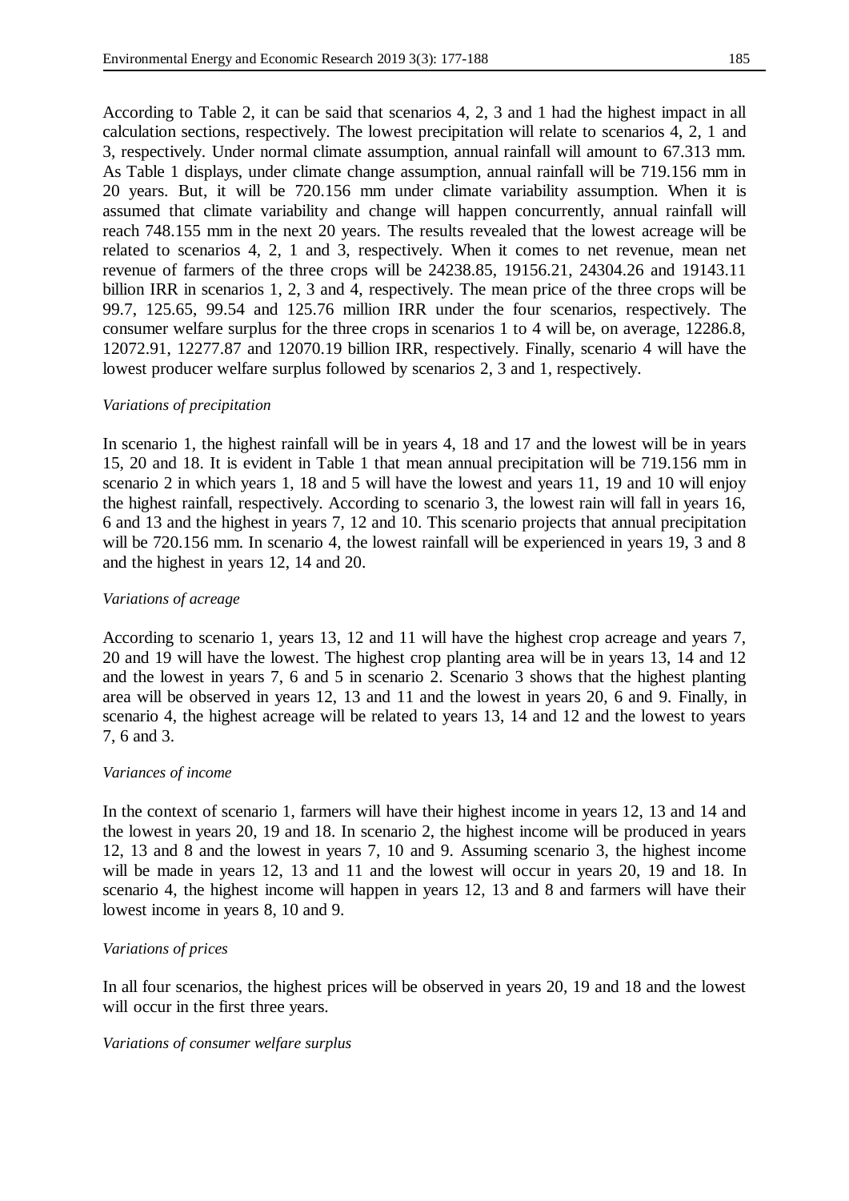According to Table 2, it can be said that scenarios 4, 2, 3 and 1 had the highest impact in all calculation sections, respectively. The lowest precipitation will relate to scenarios 4, 2, 1 and 3, respectively. Under normal climate assumption, annual rainfall will amount to 67.313 mm. As Table 1 displays, under climate change assumption, annual rainfall will be 719.156 mm in 20 years. But, it will be 720.156 mm under climate variability assumption. When it is assumed that climate variability and change will happen concurrently, annual rainfall will reach 748.155 mm in the next 20 years. The results revealed that the lowest acreage will be related to scenarios 4, 2, 1 and 3, respectively. When it comes to net revenue, mean net revenue of farmers of the three crops will be 24238.85, 19156.21, 24304.26 and 19143.11 billion IRR in scenarios 1, 2, 3 and 4, respectively. The mean price of the three crops will be 99.7, 125.65, 99.54 and 125.76 million IRR under the four scenarios, respectively. The consumer welfare surplus for the three crops in scenarios 1 to 4 will be, on average, 12286.8, 12072.91, 12277.87 and 12070.19 billion IRR, respectively. Finally, scenario 4 will have the lowest producer welfare surplus followed by scenarios 2, 3 and 1, respectively.

*Variations of precipitation*

In scenario 1, the highest rainfall will be in years 4, 18 and 17 and the lowest will be in years 15, 20 and 18. It is evident in Table 1 that mean annual precipitation will be 719.156 mm in scenario 2 in which years 1, 18 and 5 will have the lowest and years 11, 19 and 10 will enjoy the highest rainfall, respectively. According to scenario 3, the lowest rain will fall in years 16, 6 and 13 and the highest in years 7, 12 and 10. This scenario projects that annual precipitation will be 720.156 mm. In scenario 4, the lowest rainfall will be experienced in years 19, 3 and 8 and the highest in years 12, 14 and 20.

*Variations of acreage*

According to scenario 1, years 13, 12 and 11 will have the highest crop acreage and years 7, 20 and 19 will have the lowest. The highest crop planting area will be in years 13, 14 and 12 and the lowest in years 7, 6 and 5 in scenario 2. Scenario 3 shows that the highest planting area will be observed in years 12, 13 and 11 and the lowest in years 20, 6 and 9. Finally, in scenario 4, the highest acreage will be related to years 13, 14 and 12 and the lowest to years 7, 6 and 3.

*Variances of income*

In the context of scenario 1, farmers will have their highest income in years 12, 13 and 14 and the lowest in years 20, 19 and 18. In scenario 2, the highest income will be produced in years 12, 13 and 8 and the lowest in years 7, 10 and 9. Assuming scenario 3, the highest income will be made in years 12, 13 and 11 and the lowest will occur in years 20, 19 and 18. In scenario 4, the highest income will happen in years 12, 13 and 8 and farmers will have their lowest income in years 8, 10 and 9.

*Variations of prices*

In all four scenarios, the highest prices will be observed in years 20, 19 and 18 and the lowest will occur in the first three years.

*Variations of consumer welfare surplus*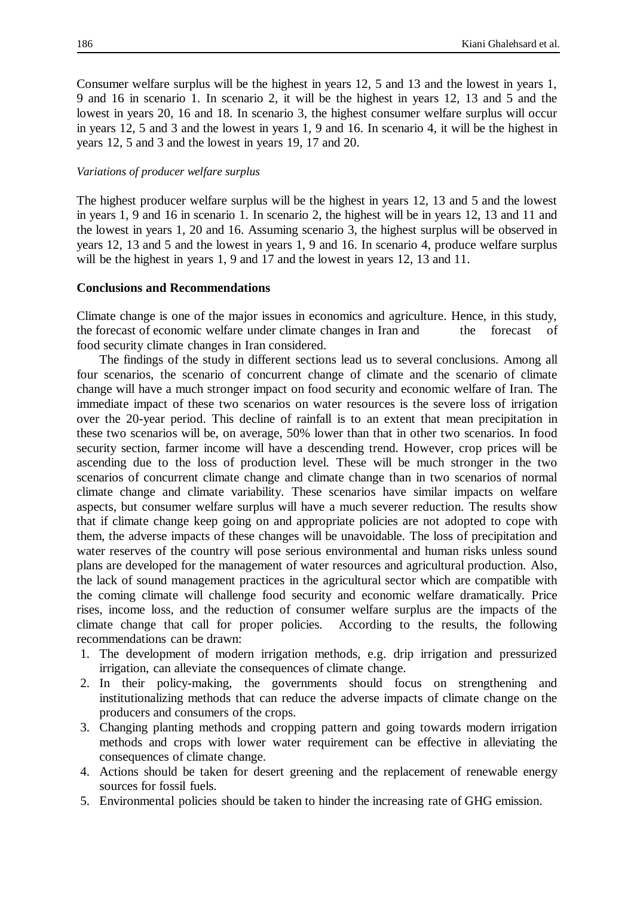Consumer welfare surplus will be the highest in years 12, 5 and 13 and the lowest in years 1, 9 and 16 in scenario 1. In scenario 2, it will be the highest in years 12, 13 and 5 and the lowest in years 20, 16 and 18. In scenario 3, the highest consumer welfare surplus will occur in years 12, 5 and 3 and the lowest in years 1, 9 and 16. In scenario 4, it will be the highest in years 12, 5 and 3 and the lowest in years 19, 17 and 20.

*Variations of producer welfare surplus*

The highest producer welfare surplus will be the highest in years 12, 13 and 5 and the lowest in years 1, 9 and 16 in scenario 1. In scenario 2, the highest will be in years 12, 13 and 11 and the lowest in years 1, 20 and 16. Assuming scenario 3, the highest surplus will be observed in years 12, 13 and 5 and the lowest in years 1, 9 and 16. In scenario 4, produce welfare surplus will be the highest in years 1, 9 and 17 and the lowest in years 12, 13 and 11.

## Conclusions and Recommendations

Climate change is one of the major issues in economics and agriculture. Hence, in this study, the forecast of economic welfare under climate changes in Iran and the forecast of food security climate changes in Iran considered.

The findings of the study in different sections lead us to several conclusions. Among all four scenarios, the scenario of concurrent change of climate and the scenario of climate change will have a much stronger impact on food security and economic welfare of Iran. The immediate impact of these two scenarios on water resources is the severe loss of irrigation over the 20-year period. This decline of rainfall is to an extent that mean precipitation in these two scenarios will be, on average, 50% lower than that in other two scenarios. In food security section, farmer income will have a descending trend. However, crop prices will be ascending due to the loss of production level. These will be much stronger in the two scenarios of concurrent climate change and climate change than in two scenarios of normal climate change and climate variability. These scenarios have similar impacts on welfare aspects, but consumer welfare surplus will have a much severer reduction. The results show that if climate change keep going on and appropriate policies are not adopted to cope with them, the adverse impacts of these changes will be unavoidable. The loss of precipitation and water reserves of the country will pose serious environmental and human risks unless sound plans are developed for the management of water resources and agricultural production. Also, the lack of sound management practices in the agricultural sector which are compatible with the coming climate will challenge food security and economic welfare dramatically. Price rises, income loss, and the reduction of consumer welfare surplus are the impacts of the climate change that call for proper policies. According to the results, the following recommendations can be drawn:

1. The development of modern irrigation methods, e.g. drip irrigation and pressurized irrigation, can alleviate the consequences of climate change.
2. In their policy-making, the governments should focus on strengthening and institutionalizing methods that can reduce the adverse impacts of climate change on the producers and consumers of the crops.
3. Changing planting methods and cropping pattern and going towards modern irrigation methods and crops with lower water requirement can be effective in alleviating the consequences of climate change.
4. Actions should be taken for desert greening and the replacement of renewable energy sources for fossil fuels.
5. Environmental policies should be taken to hinder the increasing rate of GHG emission.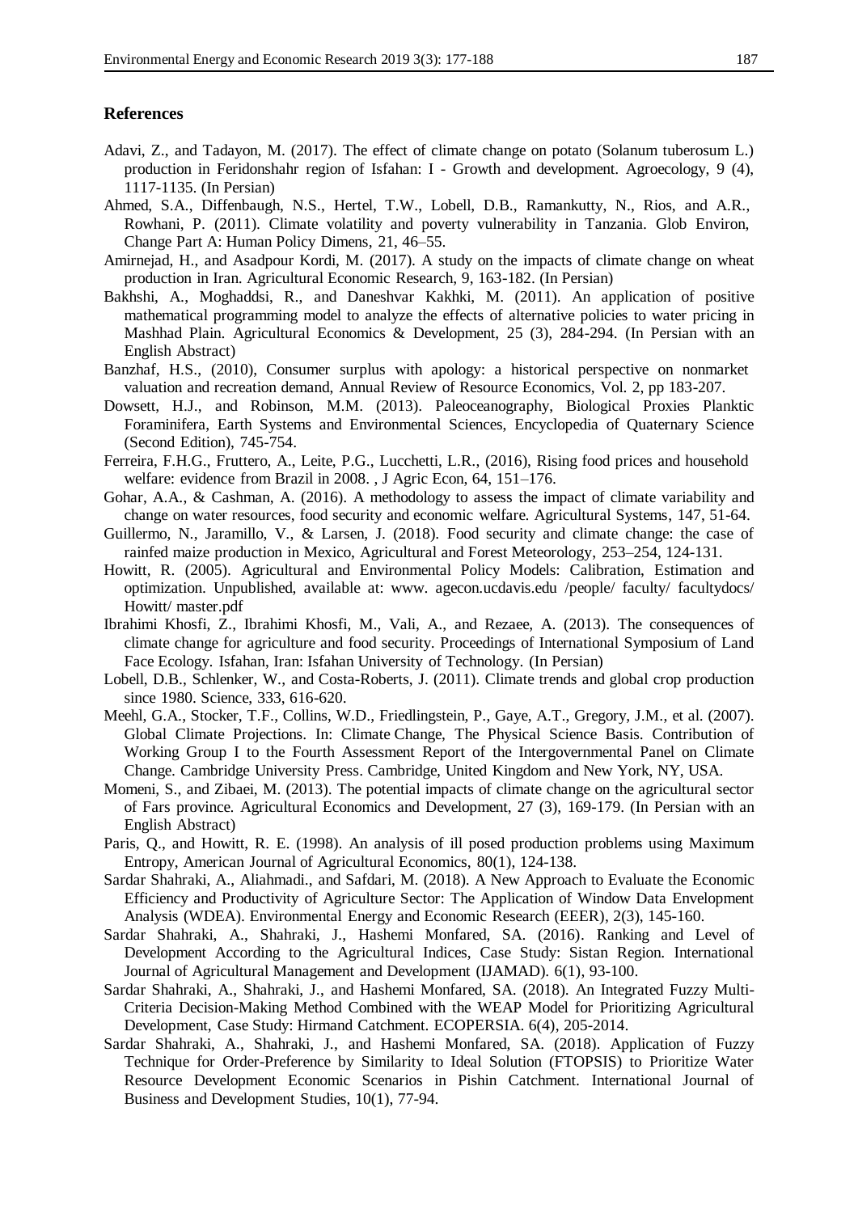## References

Adavi, Z., and Tadayon, M. (2017). The effect of climate change on potato (Solanum tuberosum L.) production in Feridonshahr region of Isfahan: I - Growth and development. Agroecology, 9 (4), 1117-1135. (In Persian)

Ahmed, S.A., Diffenbaugh, N.S., Hertel, T.W., Lobell, D.B., Ramankutty, N., Rios, and A.R., Rowhani, P. (2011). Climate volatility and poverty vulnerability in Tanzania. Glob Environ, Change Part A: Human Policy Dimens, 21, 46–55.

Amirnejad, H., and Asadpour Kordi, M. (2017). A study on the impacts of climate change on wheat production in Iran. Agricultural Economic Research, 9, 163-182. (In Persian)

Bakhshi, A., Moghaddsi, R., and Daneshvar Kakhki, M. (2011). An application of positive mathematical programming model to analyze the effects of alternative policies to water pricing in Mashhad Plain. Agricultural Economics & Development, 25 (3), 284-294. (In Persian with an English Abstract)

Banzhaf, H.S., (2010), Consumer surplus with apology: a historical perspective on nonmarket valuation and recreation demand, Annual Review of Resource Economics, Vol. 2, pp 183-207.

Dowsett, H.J., and Robinson, M.M. (2013). Paleoceanography, Biological Proxies Planktic Foraminifera, Earth Systems and Environmental Sciences, Encyclopedia of Quaternary Science (Second Edition), 745-754.

Ferreira, F.H.G., Fruttero, A., Leite, P.G., Lucchetti, L.R., (2016), Rising food prices and household welfare: evidence from Brazil in 2008. , J Agric Econ, 64, 151–176.

Gohar, A.A., & Cashman, A. (2016). A methodology to assess the impact of climate variability and change on water resources, food security and economic welfare. Agricultural Systems, 147, 51-64.

Guillermo, N., Jaramillo, V., & Larsen, J. (2018). Food security and climate change: the case of rainfed maize production in Mexico, Agricultural and Forest Meteorology, 253–254, 124-131.

Howitt, R. (2005). Agricultural and Environmental Policy Models: Calibration, Estimation and optimization. Unpublished, available at: www. agecon.ucdavis.edu /people/ faculty/ facultydocs/ Howitt/ master.pdf

Ibrahimi Khosfi, Z., Ibrahimi Khosfi, M., Vali, A., and Rezaee, A. (2013). The consequences of climate change for agriculture and food security. Proceedings of International Symposium of Land Face Ecology. Isfahan, Iran: Isfahan University of Technology. (In Persian)

Lobell, D.B., Schlenker, W., and Costa-Roberts, J. (2011). Climate trends and global crop production since 1980. Science, 333, 616-620.

Meehl, G.A., Stocker, T.F., Collins, W.D., Friedlingstein, P., Gaye, A.T., Gregory, J.M., et al. (2007). Global Climate Projections. In: Climate Change, The Physical Science Basis. Contribution of Working Group I to the Fourth Assessment Report of the Intergovernmental Panel on Climate Change. Cambridge University Press. Cambridge, United Kingdom and New York, NY, USA.

Momeni, S., and Zibaei, M. (2013). The potential impacts of climate change on the agricultural sector of Fars province. Agricultural Economics and Development, 27 (3), 169-179. (In Persian with an English Abstract)

Paris, Q., and Howitt, R. E. (1998). An analysis of ill posed production problems using Maximum Entropy, American Journal of Agricultural Economics, 80(1), 124-138.

Sardar Shahraki, A., Aliahmadi., and Safdari, M. (2018). A New Approach to Evaluate the Economic Efficiency and Productivity of Agriculture Sector: The Application of Window Data Envelopment Analysis (WDEA). Environmental Energy and Economic Research (EEER), 2(3), 145-160.

Sardar Shahraki, A., Shahraki, J., Hashemi Monfared, SA. (2016). Ranking and Level of Development According to the Agricultural Indices, Case Study: Sistan Region. International Journal of Agricultural Management and Development (IJAMAD). 6(1), 93-100.

Sardar Shahraki, A., Shahraki, J., and Hashemi Monfared, SA. (2018). An Integrated Fuzzy Multi-Criteria Decision-Making Method Combined with the WEAP Model for Prioritizing Agricultural Development, Case Study: Hirmand Catchment. ECOPERSIA. 6(4), 205-2014.

Sardar Shahraki, A., Shahraki, J., and Hashemi Monfared, SA. (2018). Application of Fuzzy Technique for Order-Preference by Similarity to Ideal Solution (FTOPSIS) to Prioritize Water Resource Development Economic Scenarios in Pishin Catchment. International Journal of Business and Development Studies, 10(1), 77-94.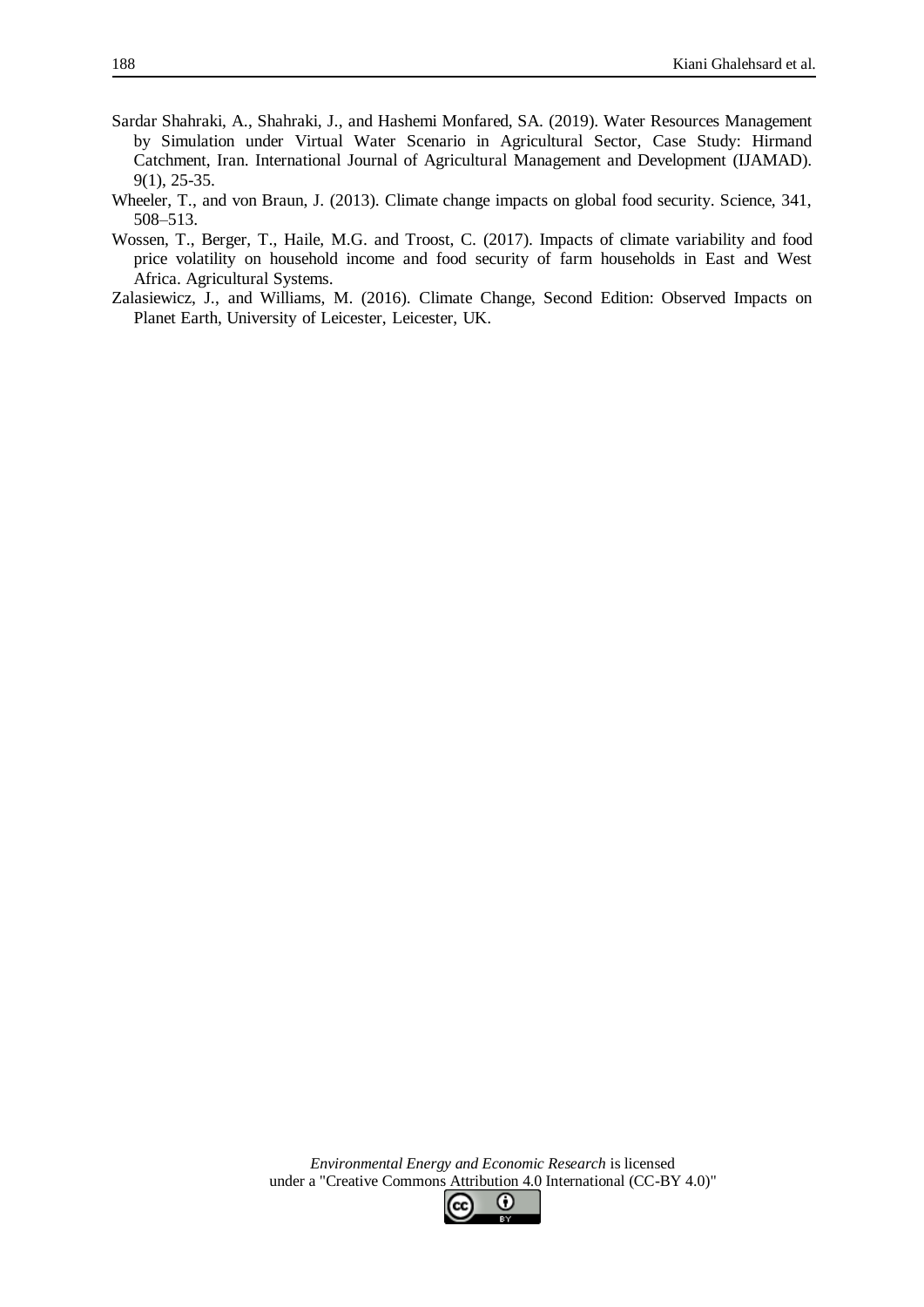Sardar Shahraki, A., Shahraki, J., and Hashemi Monfared, SA. (2019). Water Resources Management by Simulation under Virtual Water Scenario in Agricultural Sector, Case Study: Hirmand Catchment, Iran. International Journal of Agricultural Management and Development (IJAMAD). 9(1), 25-35.

Wheeler, T., and von Braun, J. (2013). Climate change impacts on global food security. Science, 341, 508–513.

Wossen, T., Berger, T., Haile, M.G. and Troost, C. (2017). Impacts of climate variability and food price volatility on household income and food security of farm households in East and West Africa. Agricultural Systems.

Zalasiewicz, J., and Williams, M. (2016). Climate Change, Second Edition: Observed Impacts on Planet Earth, University of Leicester, Leicester, UK.

*Environmental Energy and Economic Research* is licensed under a "Creative Commons Attribution 4.0 International (CC-BY 4.0)"